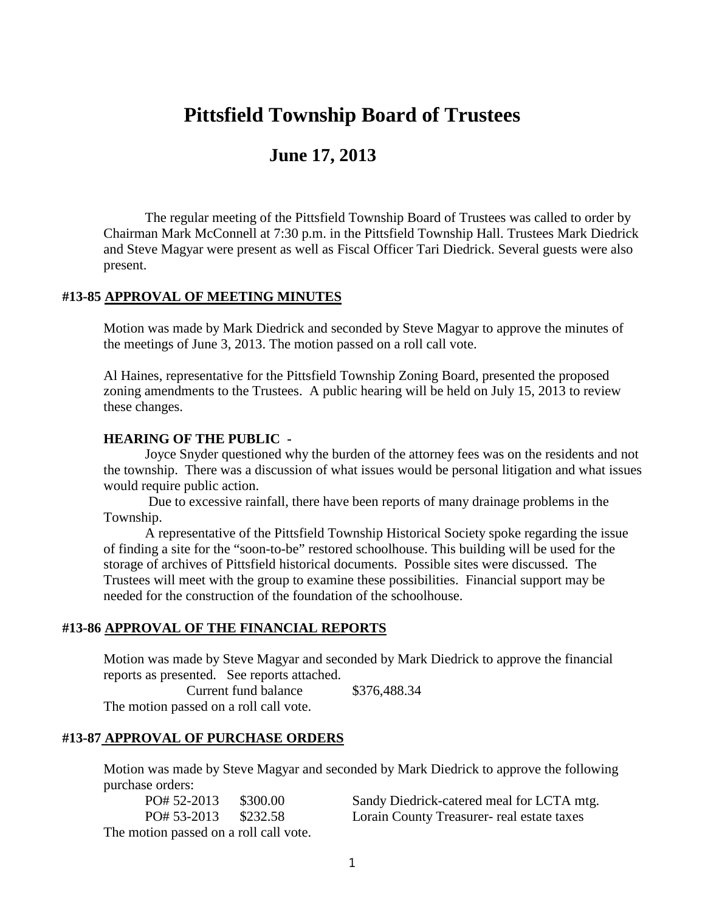# Pittsfield Township Board of Trustees

## June 17, 2013

The regular meeting of the Pittsfield Township Board of Trustees was called to order by Chairman Mark McConnell at 7:30 p.m. in the Pittsfield Township Hall. Trustees Mark Diedrick and Steve Magyar were present as well as Fiscal Officer Tari Diedrick. Several guests were also present.

### #13-85 APPROVAL OF MEETING MINUTES

Motion was made by Mark Diedrick and seconded by Steve Magyar to approve the minutes of the meetings of June 3, 2013. The motion passed on a roll call vote.

Al Haines, representative for the Pittsfield Township Zoning Board, presented the proposed zoning amendments to the Trustees. A public hearing will be held on July 15, 2013 to review these changes.

**HEARING OF THE PUBLIC -**

Joyce Snyder questioned why the burden of the attorney fees was on the residents and not the township. There was a discussion of what issues would be personal litigation and what issues would require public action.

Due to excessive rainfall, there have been reports of many drainage problems in the Township.

A representative of the Pittsfield Township Historical Society spoke regarding the issue of finding a site for the "soon-to-be" restored schoolhouse. This building will be used for the storage of archives of Pittsfield historical documents. Possible sites were discussed. The Trustees will meet with the group to examine these possibilities. Financial support may be needed for the construction of the foundation of the schoolhouse.

### #13-86 APPROVAL OF THE FINANCIAL REPORTS

Motion was made by Steve Magyar and seconded by Mark Diedrick to approve the financial reports as presented. See reports attached.

Current fund balance $376,488.34

The motion passed on a roll call vote.

### #13-87 APPROVAL OF PURCHASE ORDERS

Motion was made by Steve Magyar and seconded by Mark Diedrick to approve the following purchase orders:

| | | |
|---|---|---|
| PO# 52-2013 | $300.00 | Sandy Diedrick-catered meal for LCTA mtg. |
| PO# 53-2013 | $232.58 | Lorain County Treasurer- real estate taxes |

The motion passed on a roll call vote.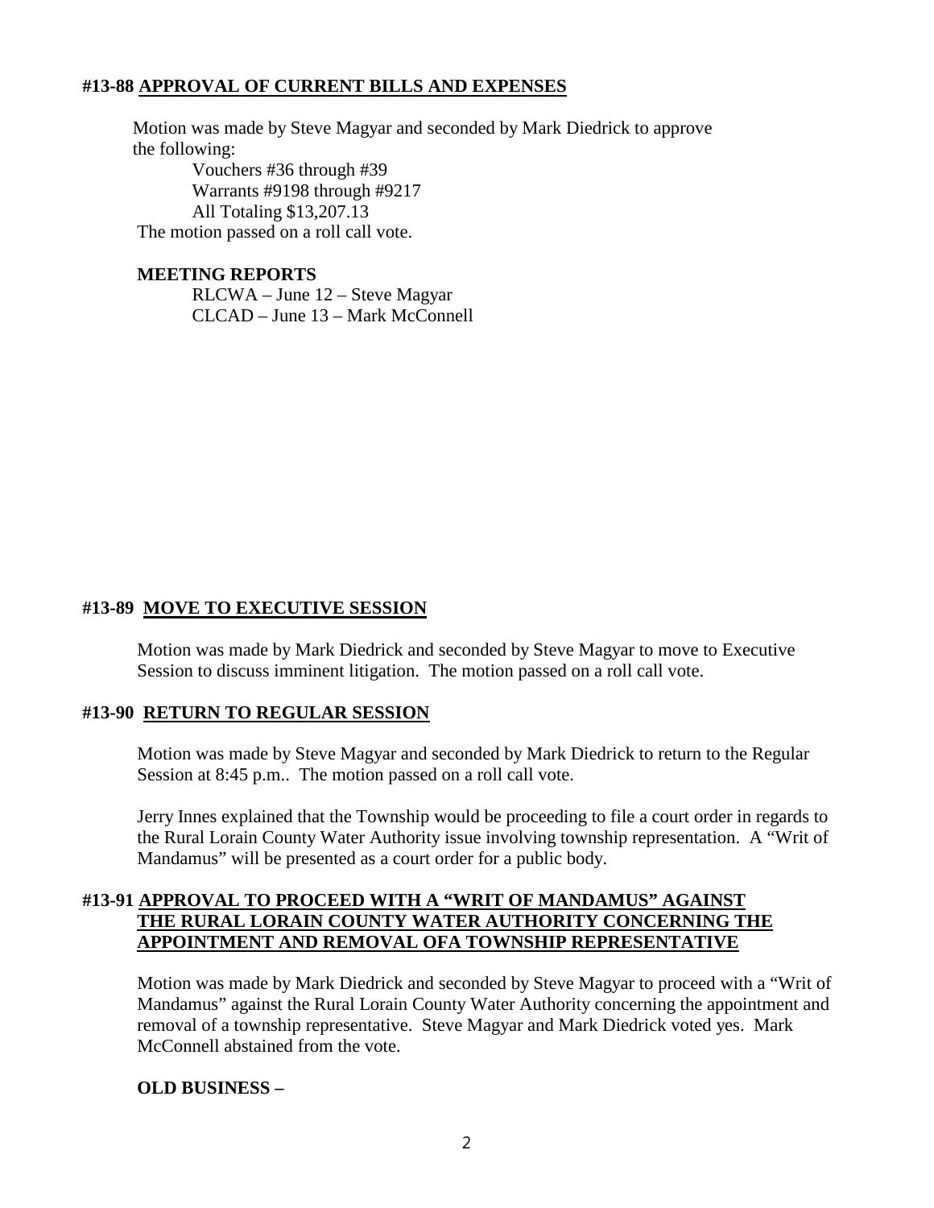#### #13-88 <u>APPROVAL OF CURRENT BILLS AND EXPENSES</u>

Motion was made by Steve Magyar and seconded by Mark Diedrick to approve the following:

Vouchers #36 through #39
Warrants #9198 through #9217
All Totaling $13,207.13

The motion passed on a roll call vote.

**MEETING REPORTS**

RLCWA – June 12 – Steve Magyar
CLCAD – June 13 – Mark McConnell

#### #13-89 <u>MOVE TO EXECUTIVE SESSION</u>

Motion was made by Mark Diedrick and seconded by Steve Magyar to move to Executive Session to discuss imminent litigation. The motion passed on a roll call vote.

#### #13-90 <u>RETURN TO REGULAR SESSION</u>

Motion was made by Steve Magyar and seconded by Mark Diedrick to return to the Regular Session at 8:45 p.m.. The motion passed on a roll call vote.

Jerry Innes explained that the Township would be proceeding to file a court order in regards to the Rural Lorain County Water Authority issue involving township representation. A "Writ of Mandamus" will be presented as a court order for a public body.

#### #13-91 <u>APPROVAL TO PROCEED WITH A "WRIT OF MANDAMUS" AGAINST THE RURAL LORAIN COUNTY WATER AUTHORITY CONCERNING THE APPOINTMENT AND REMOVAL OFA TOWNSHIP REPRESENTATIVE</u>

Motion was made by Mark Diedrick and seconded by Steve Magyar to proceed with a "Writ of Mandamus" against the Rural Lorain County Water Authority concerning the appointment and removal of a township representative. Steve Magyar and Mark Diedrick voted yes. Mark McConnell abstained from the vote.

**OLD BUSINESS –**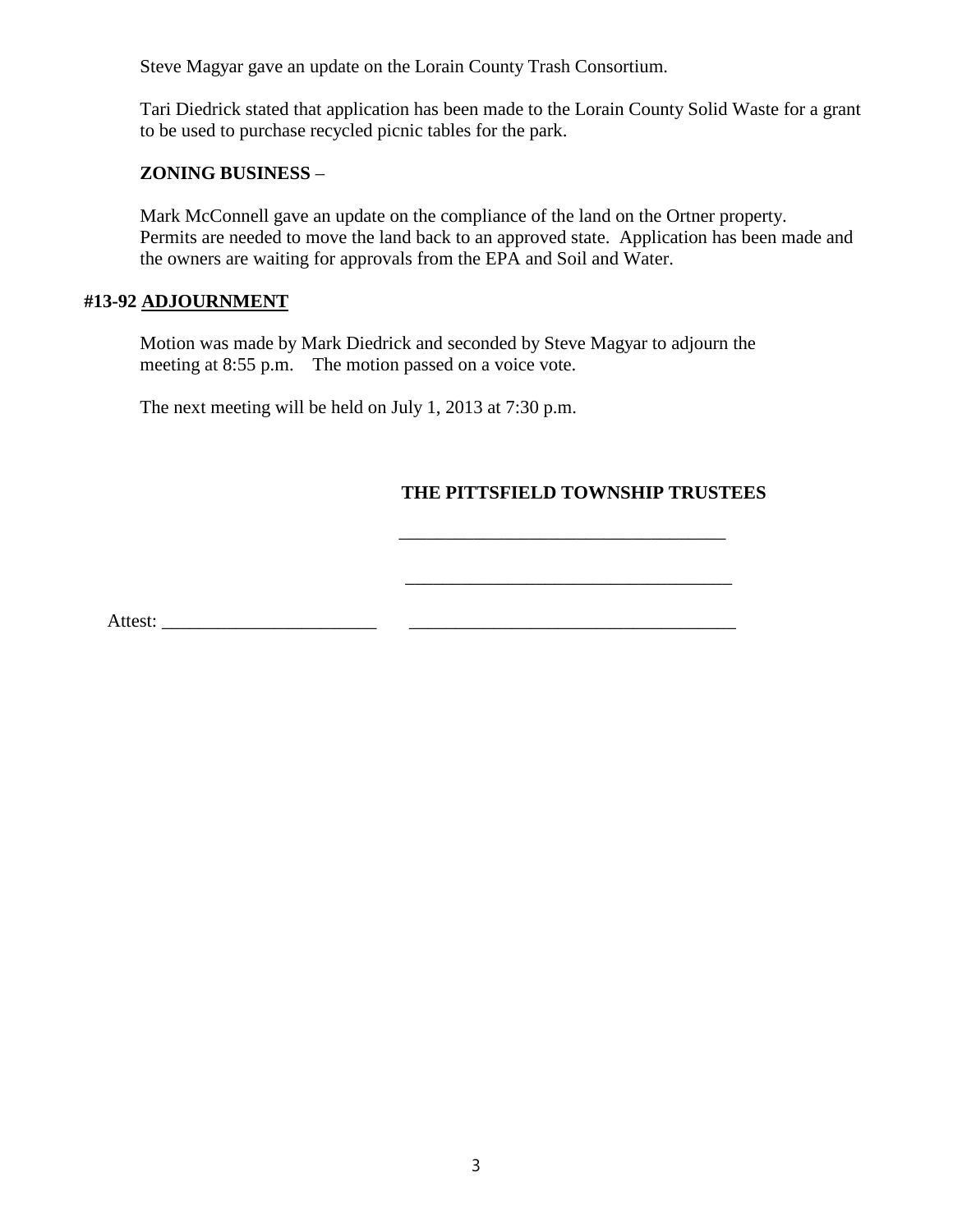Steve Magyar gave an update on the Lorain County Trash Consortium.

Tari Diedrick stated that application has been made to the Lorain County Solid Waste for a grant to be used to purchase recycled picnic tables for the park.

**ZONING BUSINESS** –

Mark McConnell gave an update on the compliance of the land on the Ortner property. Permits are needed to move the land back to an approved state. Application has been made and the owners are waiting for approvals from the EPA and Soil and Water.

**#13-92 ADJOURNMENT**

Motion was made by Mark Diedrick and seconded by Steve Magyar to adjourn the meeting at 8:55 p.m. The motion passed on a voice vote.

The next meeting will be held on July 1, 2013 at 7:30 p.m.

**THE PITTSFIELD TOWNSHIP TRUSTEES**

___________________________________

___________________________________

Attest: _______________________ ___________________________________